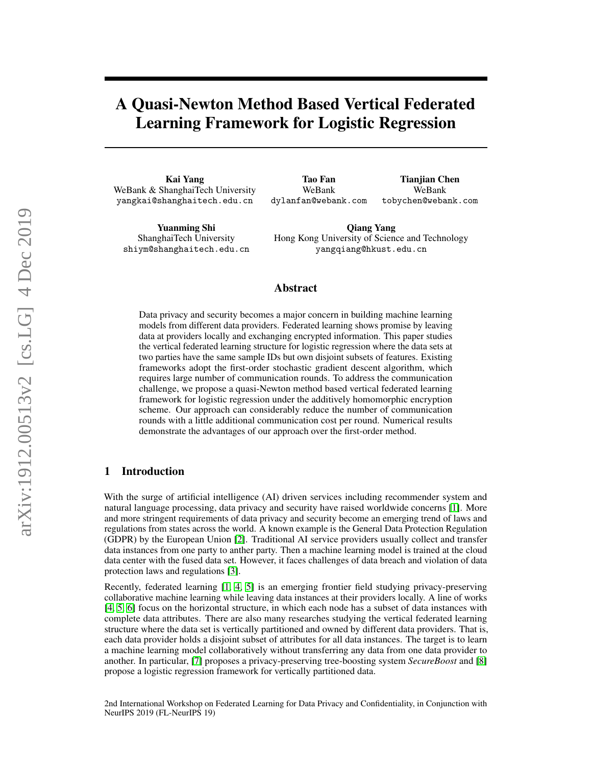# A Quasi-Newton Method Based Vertical Federated Learning Framework for Logistic Regression

**Kai Yang**
WeBank & ShanghaiTech University
yangkai@shanghaitech.edu.cn

**Tao Fan**
WeBank
dylanfan@webank.com

**Tianjian Chen**
WeBank
tobychen@webank.com

**Yuanming Shi**
ShanghaiTech University
shiym@shanghaitech.edu.cn

**Qiang Yang**
Hong Kong University of Science and Technology
yangqiang@hkust.edu.cn

## Abstract

Data privacy and security becomes a major concern in building machine learning models from different data providers. Federated learning shows promise by leaving data at providers locally and exchanging encrypted information. This paper studies the vertical federated learning structure for logistic regression where the data sets at two parties have the same sample IDs but own disjoint subsets of features. Existing frameworks adopt the first-order stochastic gradient descent algorithm, which requires large number of communication rounds. To address the communication challenge, we propose a quasi-Newton method based vertical federated learning framework for logistic regression under the additively homomorphic encryption scheme. Our approach can considerably reduce the number of communication rounds with a little additional communication cost per round. Numerical results demonstrate the advantages of our approach over the first-order method.

## 1 Introduction

With the surge of artificial intelligence (AI) driven services including recommender system and natural language processing, data privacy and security have raised worldwide concerns [1]. More and more stringent requirements of data privacy and security become an emerging trend of laws and regulations from states across the world. A known example is the General Data Protection Regulation (GDPR) by the European Union [2]. Traditional AI service providers usually collect and transfer data instances from one party to anther party. Then a machine learning model is trained at the cloud data center with the fused data set. However, it faces challenges of data breach and violation of data protection laws and regulations [3].

Recently, federated learning [1, 4, 5] is an emerging frontier field studying privacy-preserving collaborative machine learning while leaving data instances at their providers locally. A line of works [4, 5, 6] focus on the horizontal structure, in which each node has a subset of data instances with complete data attributes. There are also many researches studying the vertical federated learning structure where the data set is vertically partitioned and owned by different data providers. That is, each data provider holds a disjoint subset of attributes for all data instances. The target is to learn a machine learning model collaboratively without transferring any data from one data provider to another. In particular, [7] proposes a privacy-preserving tree-boosting system *SecureBoost* and [8] propose a logistic regression framework for vertically partitioned data.

2nd International Workshop on Federated Learning for Data Privacy and Confidentiality, in Conjunction with NeurIPS 2019 (FL-NeurIPS 19)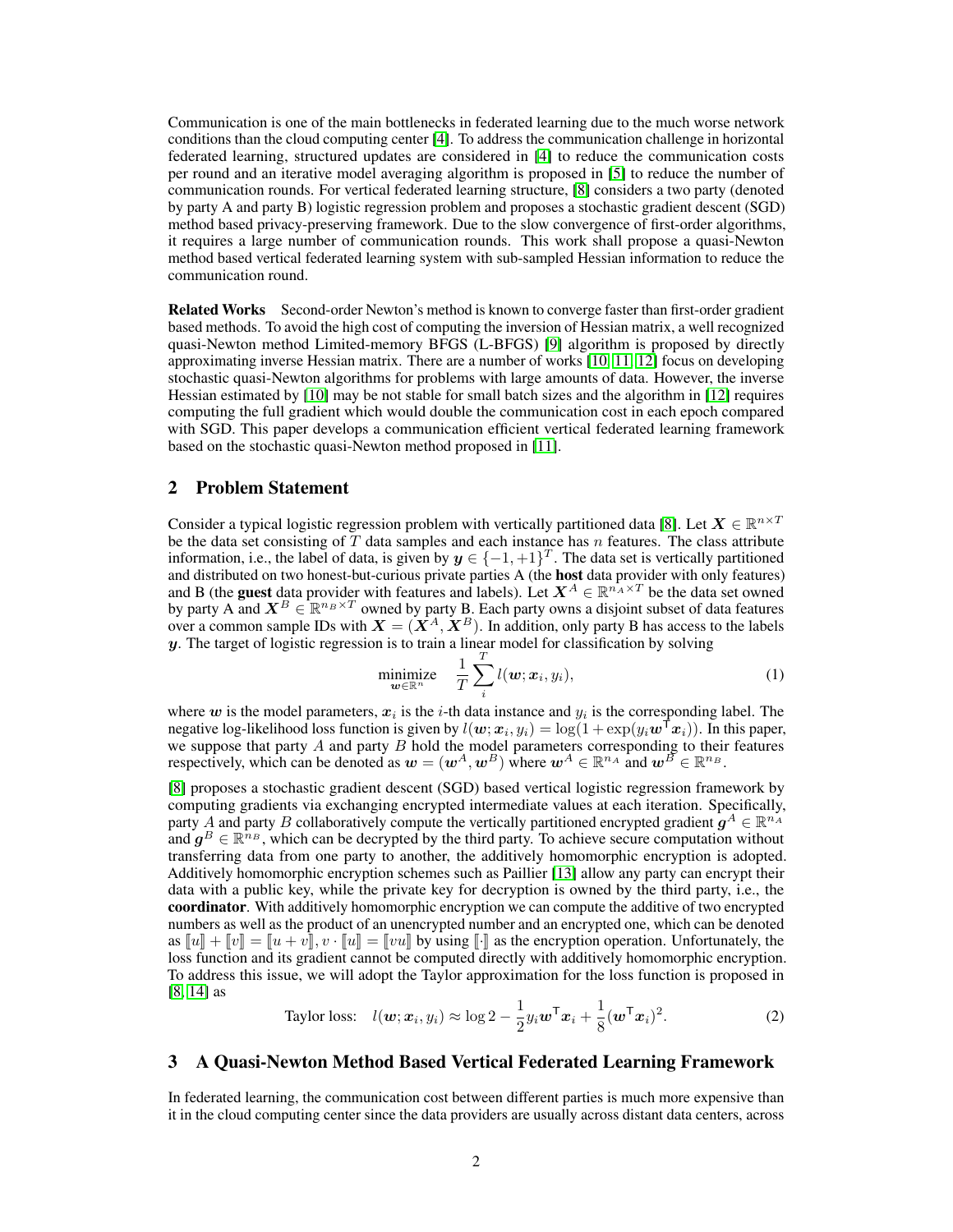Communication is one of the main bottlenecks in federated learning due to the much worse network conditions than the cloud computing center [4]. To address the communication challenge in horizontal federated learning, structured updates are considered in [4] to reduce the communication costs per round and an iterative model averaging algorithm is proposed in [5] to reduce the number of communication rounds. For vertical federated learning structure, [8] considers a two party (denoted by party A and party B) logistic regression problem and proposes a stochastic gradient descent (SGD) method based privacy-preserving framework. Due to the slow convergence of first-order algorithms, it requires a large number of communication rounds. This work shall propose a quasi-Newton method based vertical federated learning system with sub-sampled Hessian information to reduce the communication round.

**Related Works** Second-order Newton's method is known to converge faster than first-order gradient based methods. To avoid the high cost of computing the inversion of Hessian matrix, a well recognized quasi-Newton method Limited-memory BFGS (L-BFGS) [9] algorithm is proposed by directly approximating inverse Hessian matrix. There are a number of works [10, 11, 12] focus on developing stochastic quasi-Newton algorithms for problems with large amounts of data. However, the inverse Hessian estimated by [10] may be not stable for small batch sizes and the algorithm in [12] requires computing the full gradient which would double the communication cost in each epoch compared with SGD. This paper develops a communication efficient vertical federated learning framework based on the stochastic quasi-Newton method proposed in [11].

## 2 Problem Statement

Consider a typical logistic regression problem with vertically partitioned data [8]. Let $\boldsymbol{X} \in \mathbb{R}^{n \times T}$ be the data set consisting of $T$ data samples and each instance has $n$ features. The class attribute information, i.e., the label of data, is given by $\boldsymbol{y} \in \{-1, +1\}^T$. The data set is vertically partitioned and distributed on two honest-but-curious private parties A (the **host** data provider with only features) and B (the **guest** data provider with features and labels). Let $\boldsymbol{X}^A \in \mathbb{R}^{n_A \times T}$ be the data set owned by party A and $\boldsymbol{X}^B \in \mathbb{R}^{n_B \times T}$ owned by party B. Each party owns a disjoint subset of data features over a common sample IDs with $\boldsymbol{X} = (\boldsymbol{X}^A, \boldsymbol{X}^B)$. In addition, only party B has access to the labels $\boldsymbol{y}$. The target of logistic regression is to train a linear model for classification by solving

$$\underset{\boldsymbol{w} \in \mathbb{R}^n}{\text{minimize}} \quad \frac{1}{T} \sum_{i}^{T} l(\boldsymbol{w}; \boldsymbol{x}_i, y_i), \tag{1}$$

where $\boldsymbol{w}$ is the model parameters, $\boldsymbol{x}_i$ is the $i$-th data instance and $y_i$ is the corresponding label. The negative log-likelihood loss function is given by $l(\boldsymbol{w}; \boldsymbol{x}_i, y_i) = \log(1 + \exp(y_i \boldsymbol{w}^\mathsf{T} \boldsymbol{x}_i))$. In this paper, we suppose that party $A$ and party $B$ hold the model parameters corresponding to their features respectively, which can be denoted as $\boldsymbol{w} = (\boldsymbol{w}^A, \boldsymbol{w}^B)$ where $\boldsymbol{w}^A \in \mathbb{R}^{n_A}$ and $\boldsymbol{w}^B \in \mathbb{R}^{n_B}$.

[8] proposes a stochastic gradient descent (SGD) based vertical logistic regression framework by computing gradients via exchanging encrypted intermediate values at each iteration. Specifically, party $A$ and party $B$ collaboratively compute the vertically partitioned encrypted gradient $\boldsymbol{g}^A \in \mathbb{R}^{n_A}$ and $\boldsymbol{g}^B \in \mathbb{R}^{n_B}$, which can be decrypted by the third party. To achieve secure computation without transferring data from one party to another, the additively homomorphic encryption is adopted. Additively homomorphic encryption schemes such as Paillier [13] allow any party can encrypt their data with a public key, while the private key for decryption is owned by the third party, i.e., the **coordinator**. With additively homomorphic encryption we can compute the additive of two encrypted numbers as well as the product of an unencrypted number and an encrypted one, which can be denoted as $[\![u]\!] + [\![v]\!] = [\![u+v]\!], v \cdot [\![u]\!] = [\![vu]\!]$ by using $[\![\cdot]\!]$ as the encryption operation. Unfortunately, the loss function and its gradient cannot be computed directly with additively homomorphic encryption. To address this issue, we will adopt the Taylor approximation for the loss function is proposed in [8, 14] as

$$\text{Taylor loss:} \quad l(\boldsymbol{w}; \boldsymbol{x}_i, y_i) \approx \log 2 - \frac{1}{2} y_i \boldsymbol{w}^\mathsf{T} \boldsymbol{x}_i + \frac{1}{8} (\boldsymbol{w}^\mathsf{T} \boldsymbol{x}_i)^2. \tag{2}$$

## 3 A Quasi-Newton Method Based Vertical Federated Learning Framework

In federated learning, the communication cost between different parties is much more expensive than it in the cloud computing center since the data providers are usually across distant data centers, across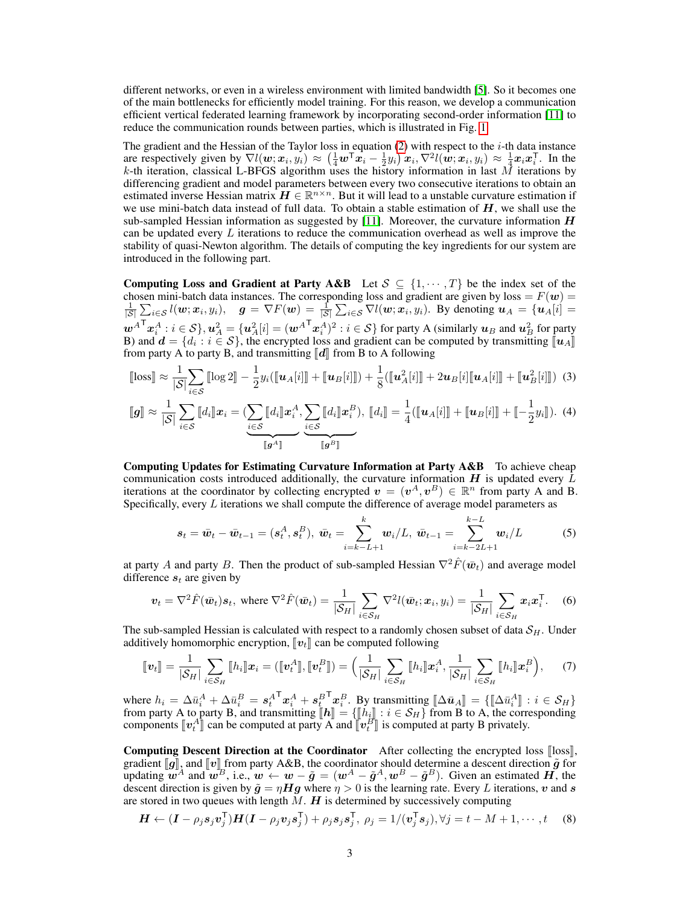different networks, or even in a wireless environment with limited bandwidth [5]. So it becomes one of the main bottlenecks for efficiently model training. For this reason, we develop a communication efficient vertical federated learning framework by incorporating second-order information [11] to reduce the communication rounds between parties, which is illustrated in Fig. 1.

The gradient and the Hessian of the Taylor loss in equation (2) with respect to the $i$-th data instance are respectively given by $\nabla l(\boldsymbol{w}; \boldsymbol{x}_i, y_i) \approx \left(\frac{1}{4}\boldsymbol{w}^\intercal \boldsymbol{x}_i - \frac{1}{2}y_i\right)\boldsymbol{x}_i, \nabla^2 l(\boldsymbol{w}; \boldsymbol{x}_i, y_i) \approx \frac{1}{4}\boldsymbol{x}_i\boldsymbol{x}_i^\intercal$. In the $k$-th iteration, classical L-BFGS algorithm uses the history information in last $M$ iterations by differencing gradient and model parameters between every two consecutive iterations to obtain an estimated inverse Hessian matrix $\boldsymbol{H} \in \mathbb{R}^{n \times n}$. But it will lead to a unstable curvature estimation if we use mini-batch data instead of full data. To obtain a stable estimation of $\boldsymbol{H}$, we shall use the sub-sampled Hessian information as suggested by [11]. Moreover, the curvature information $\boldsymbol{H}$ can be updated every $L$ iterations to reduce the communication overhead as well as improve the stability of quasi-Newton algorithm. The details of computing the key ingredients for our system are introduced in the following part.

**Computing Loss and Gradient at Party A&B** Let $\mathcal{S} \subseteq \{1, \cdots, T\}$ be the index set of the chosen mini-batch data instances. The corresponding loss and gradient are given by loss $= F(\boldsymbol{w}) = \frac{1}{|\mathcal{S}|}\sum_{i \in \mathcal{S}} l(\boldsymbol{w}; \boldsymbol{x}_i, y_i)$, $\boldsymbol{g} = \nabla F(\boldsymbol{w}) = \frac{1}{|\mathcal{S}|}\sum_{i \in \mathcal{S}} \nabla l(\boldsymbol{w}; \boldsymbol{x}_i, y_i)$. By denoting $\boldsymbol{u}_A = \{\boldsymbol{u}_A[i] = {\boldsymbol{w}^A}^\intercal \boldsymbol{x}_i^A : i \in \mathcal{S}\}, \boldsymbol{u}_A^2 = \{\boldsymbol{u}_A^2[i] = ({\boldsymbol{w}^A}^\intercal \boldsymbol{x}_i^A)^2 : i \in \mathcal{S}\}$ for party A (similarly $\boldsymbol{u}_B$ and $\boldsymbol{u}_B^2$ for party B) and $\boldsymbol{d} = \{d_i : i \in \mathcal{S}\}$, the encrypted loss and gradient can be computed by transmitting $[\![\boldsymbol{u}_A]\!]$ from party A to party B, and transmitting $[\![\boldsymbol{d}]\!]$ from B to A following

$$[\![\text{loss}]\!] \approx \frac{1}{|\mathcal{S}|}\sum_{i \in \mathcal{S}} [\![\log 2]\!] - \frac{1}{2}y_i([\![\boldsymbol{u}_A[i]]\!] + [\![\boldsymbol{u}_B[i]]\!]) + \frac{1}{8}([\![\boldsymbol{u}_A^2[i]]\!] + 2\boldsymbol{u}_B[i][\![\boldsymbol{u}_A[i]]\!] + [\![\boldsymbol{u}_B^2[i]]\!]) \quad (3)$$

$$[\![\boldsymbol{g}]\!] \approx \frac{1}{|\mathcal{S}|}\sum_{i \in \mathcal{S}} [\![d_i]\!]\boldsymbol{x}_i = (\underbrace{\sum_{i \in \mathcal{S}} [\![d_i]\!]\boldsymbol{x}_i^A}_{[\![\boldsymbol{g}^A]\!]}, \underbrace{\sum_{i \in \mathcal{S}} [\![d_i]\!]\boldsymbol{x}_i^B}_{[\![\boldsymbol{g}^B]\!]}),\ [\![d_i]\!] = \frac{1}{4}([\![\boldsymbol{u}_A[i]]\!] + [\![\boldsymbol{u}_B[i]]\!] + [\![-\frac{1}{2}y_i]\!]). \quad (4)$$

**Computing Updates for Estimating Curvature Information at Party A&B** To achieve cheap communication costs introduced additionally, the curvature information $\boldsymbol{H}$ is updated every $L$ iterations at the coordinator by collecting encrypted $\boldsymbol{v} = (\boldsymbol{v}^A, \boldsymbol{v}^B) \in \mathbb{R}^n$ from party A and B. Specifically, every $L$ iterations we shall compute the difference of average model parameters as

$$\boldsymbol{s}_t = \bar{\boldsymbol{w}}_t - \bar{\boldsymbol{w}}_{t-1} = (\boldsymbol{s}_t^A, \boldsymbol{s}_t^B),\ \bar{\boldsymbol{w}}_t = \sum_{i=k-L+1}^{k} \boldsymbol{w}_i / L,\ \bar{\boldsymbol{w}}_{t-1} = \sum_{i=k-2L+1}^{k-L} \boldsymbol{w}_i / L \quad (5)$$

at party $A$ and party $B$. Then the product of sub-sampled Hessian $\nabla^2 \hat{F}(\bar{\boldsymbol{w}}_t)$ and average model difference $\boldsymbol{s}_t$ are given by

$$\boldsymbol{v}_t = \nabla^2 \hat{F}(\bar{\boldsymbol{w}}_t)\boldsymbol{s}_t, \text{ where } \nabla^2 \hat{F}(\bar{\boldsymbol{w}}_t) = \frac{1}{|\mathcal{S}_H|}\sum_{i \in \mathcal{S}_H} \nabla^2 l(\bar{\boldsymbol{w}}_t; \boldsymbol{x}_i, y_i) = \frac{1}{|\mathcal{S}_H|}\sum_{i \in \mathcal{S}_H} \boldsymbol{x}_i\boldsymbol{x}_i^\intercal. \quad (6)$$

The sub-sampled Hessian is calculated with respect to a randomly chosen subset of data $\mathcal{S}_H$. Under additively homomorphic encryption, $[\![\boldsymbol{v}_t]\!]$ can be computed following

$$[\![\boldsymbol{v}_t]\!] = \frac{1}{|\mathcal{S}_H|}\sum_{i \in \mathcal{S}_H} [\![h_i]\!]\boldsymbol{x}_i = ([\![\boldsymbol{v}_t^A]\!], [\![\boldsymbol{v}_t^B]\!]) = \Big(\frac{1}{|\mathcal{S}_H|}\sum_{i \in \mathcal{S}_H} [\![h_i]\!]\boldsymbol{x}_i^A, \frac{1}{|\mathcal{S}_H|}\sum_{i \in \mathcal{S}_H} [\![h_i]\!]\boldsymbol{x}_i^B\Big), \quad (7)$$

where $h_i = \Delta\bar{u}_i^A + \Delta\bar{u}_i^B = {\boldsymbol{s}_t^A}^\intercal \boldsymbol{x}_i^A + {\boldsymbol{s}_t^B}^\intercal \boldsymbol{x}_i^B$. By transmitting $[\![\Delta\bar{\boldsymbol{u}}_A]\!] = \{[\![\Delta\bar{u}_i^A]\!] : i \in \mathcal{S}_H\}$ from party A to party B, and transmitting $[\![\boldsymbol{h}]\!] = \{[\![h_i]\!] : i \in \mathcal{S}_H\}$ from B to A, the corresponding components $[\![\boldsymbol{v}_t^A]\!]$ can be computed at party A and $[\![\boldsymbol{v}_t^B]\!]$ is computed at party B privately.

**Computing Descent Direction at the Coordinator** After collecting the encrypted loss $[\![\text{loss}]\!]$, gradient $[\![\boldsymbol{g}]\!]$, and $[\![\boldsymbol{v}]\!]$ from party A&B, the coordinator should determine a descent direction $\tilde{\boldsymbol{g}}$ for updating $\boldsymbol{w}^A$ and $\boldsymbol{w}^B$, i.e., $\boldsymbol{w} \leftarrow \boldsymbol{w} - \tilde{\boldsymbol{g}} = (\boldsymbol{w}^A - \tilde{\boldsymbol{g}}^A, \boldsymbol{w}^B - \tilde{\boldsymbol{g}}^B)$. Given an estimated $\boldsymbol{H}$, the descent direction is given by $\tilde{\boldsymbol{g}} = \eta\boldsymbol{H}\boldsymbol{g}$ where $\eta > 0$ is the learning rate. Every $L$ iterations, $\boldsymbol{v}$ and $\boldsymbol{s}$ are stored in two queues with length $M$. $\boldsymbol{H}$ is determined by successively computing

$$\boldsymbol{H} \leftarrow (\boldsymbol{I} - \rho_j \boldsymbol{s}_j \boldsymbol{v}_j^\intercal)\boldsymbol{H}(\boldsymbol{I} - \rho_j \boldsymbol{v}_j \boldsymbol{s}_j^\intercal) + \rho_j \boldsymbol{s}_j \boldsymbol{s}_j^\intercal,\ \rho_j = 1/(\boldsymbol{v}_j^\intercal \boldsymbol{s}_j), \forall j = t - M + 1, \cdots, t \quad (8)$$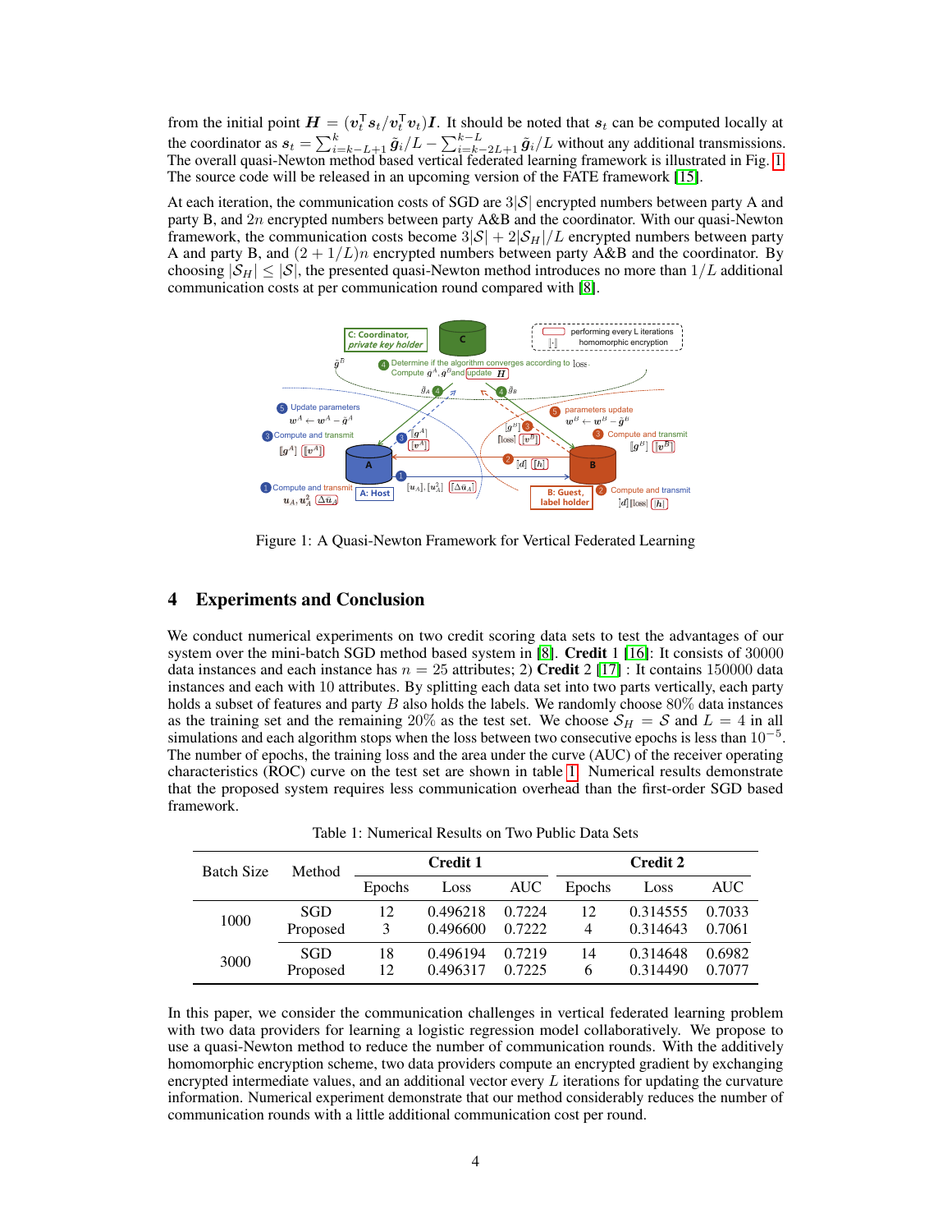from the initial point $\boldsymbol{H} = (\boldsymbol{v}_t^\top \boldsymbol{s}_t / \boldsymbol{v}_t^\top \boldsymbol{v}_t)\boldsymbol{I}$. It should be noted that $\boldsymbol{s}_t$ can be computed locally at the coordinator as $\boldsymbol{s}_t = \sum_{i=k-L+1}^{k} \tilde{\boldsymbol{g}}_i / L - \sum_{i=k-2L+1}^{k-L} \tilde{\boldsymbol{g}}_i / L$ without any additional transmissions. The overall quasi-Newton method based vertical federated learning framework is illustrated in Fig. 1. The source code will be released in an upcoming version of the FATE framework [15].

At each iteration, the communication costs of SGD are $3|\mathcal{S}|$ encrypted numbers between party A and party B, and $2n$ encrypted numbers between party A&B and the coordinator. With our quasi-Newton framework, the communication costs become $3|\mathcal{S}| + 2|\mathcal{S}_H|/L$ encrypted numbers between party A and party B, and $(2 + 1/L)n$ encrypted numbers between party A&B and the coordinator. By choosing $|\mathcal{S}_H| \leq |\mathcal{S}|$, the presented quasi-Newton method introduces no more than $1/L$ additional communication costs at per communication round compared with [8].

Figure 1: A Quasi-Newton Framework for Vertical Federated Learning

## 4 Experiments and Conclusion

We conduct numerical experiments on two credit scoring data sets to test the advantages of our system over the mini-batch SGD method based system in [8]. **Credit** 1 [16]: It consists of 30000 data instances and each instance has $n = 25$ attributes; 2) **Credit** 2 [17] : It contains 150000 data instances and each with 10 attributes. By splitting each data set into two parts vertically, each party holds a subset of features and party $B$ also holds the labels. We randomly choose 80% data instances as the training set and the remaining 20% as the test set. We choose $\mathcal{S}_H = \mathcal{S}$ and $L = 4$ in all simulations and each algorithm stops when the loss between two consecutive epochs is less than $10^{-5}$. The number of epochs, the training loss and the area under the curve (AUC) of the receiver operating characteristics (ROC) curve on the test set are shown in table 1. Numerical results demonstrate that the proposed system requires less communication overhead than the first-order SGD based framework.

Table 1: Numerical Results on Two Public Data Sets

| Batch Size | Method | Credit 1 | | | Credit 2 | | |
|---|---|---|---|---|---|---|---|
| | | Epochs | Loss | AUC | Epochs | Loss | AUC |
| 1000 | SGD | 12 | 0.496218 | 0.7224 | 12 | 0.314555 | 0.7033 |
| | Proposed | 3 | 0.496600 | 0.7222 | 4 | 0.314643 | 0.7061 |
| 3000 | SGD | 18 | 0.496194 | 0.7219 | 14 | 0.314648 | 0.6982 |
| | Proposed | 12 | 0.496317 | 0.7225 | 6 | 0.314490 | 0.7077 |

In this paper, we consider the communication challenges in vertical federated learning problem with two data providers for learning a logistic regression model collaboratively. We propose to use a quasi-Newton method to reduce the number of communication rounds. With the additively homomorphic encryption scheme, two data providers compute an encrypted gradient by exchanging encrypted intermediate values, and an additional vector every $L$ iterations for updating the curvature information. Numerical experiment demonstrate that our method considerably reduces the number of communication rounds with a little additional communication cost per round.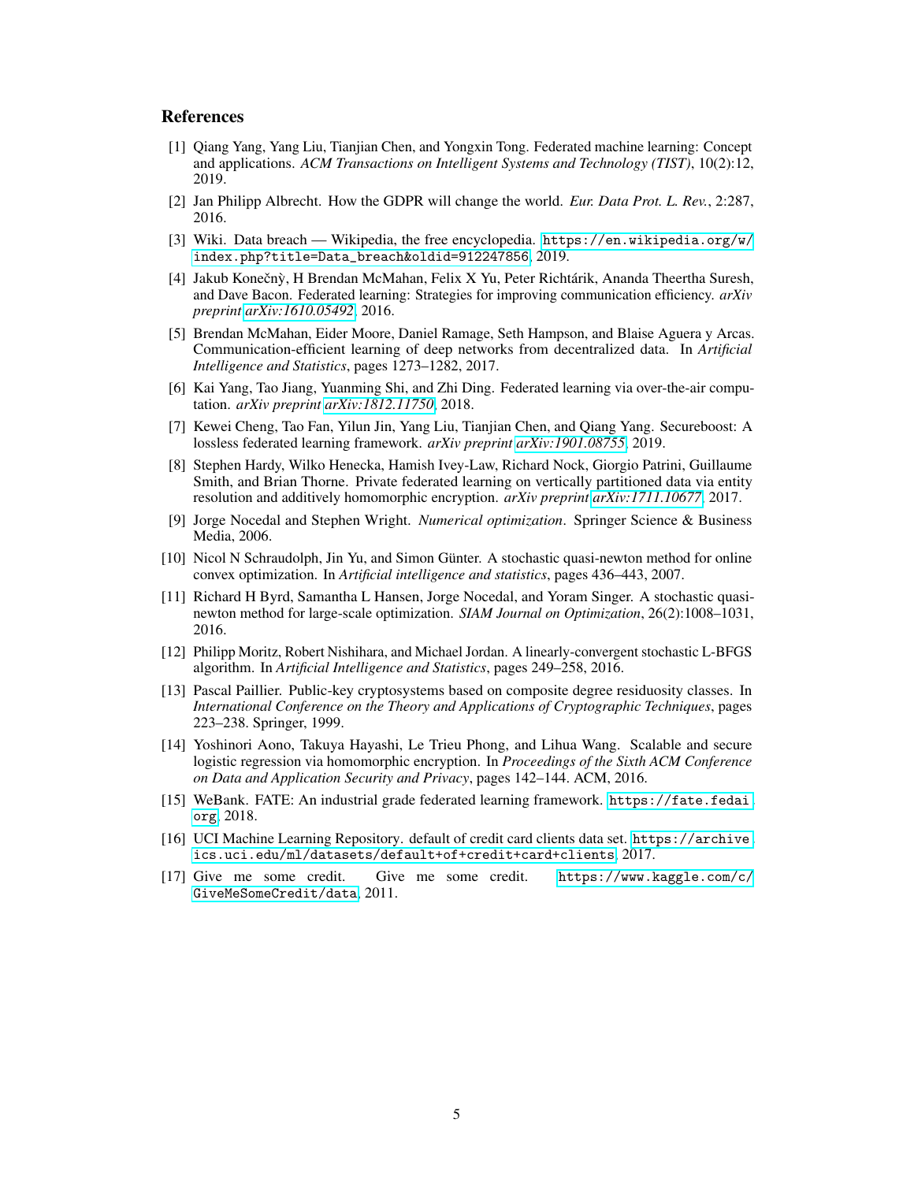## References

[1] Qiang Yang, Yang Liu, Tianjian Chen, and Yongxin Tong. Federated machine learning: Concept and applications. *ACM Transactions on Intelligent Systems and Technology (TIST)*, 10(2):12, 2019.

[2] Jan Philipp Albrecht. How the GDPR will change the world. *Eur. Data Prot. L. Rev.*, 2:287, 2016.

[3] Wiki. Data breach — Wikipedia, the free encyclopedia. https://en.wikipedia.org/w/index.php?title=Data_breach&oldid=912247856, 2019.

[4] Jakub Konečnỳ, H Brendan McMahan, Felix X Yu, Peter Richtárik, Ananda Theertha Suresh, and Dave Bacon. Federated learning: Strategies for improving communication efficiency. *arXiv preprint arXiv:1610.05492*, 2016.

[5] Brendan McMahan, Eider Moore, Daniel Ramage, Seth Hampson, and Blaise Aguera y Arcas. Communication-efficient learning of deep networks from decentralized data. In *Artificial Intelligence and Statistics*, pages 1273–1282, 2017.

[6] Kai Yang, Tao Jiang, Yuanming Shi, and Zhi Ding. Federated learning via over-the-air computation. *arXiv preprint arXiv:1812.11750*, 2018.

[7] Kewei Cheng, Tao Fan, Yilun Jin, Yang Liu, Tianjian Chen, and Qiang Yang. Secureboost: A lossless federated learning framework. *arXiv preprint arXiv:1901.08755*, 2019.

[8] Stephen Hardy, Wilko Henecka, Hamish Ivey-Law, Richard Nock, Giorgio Patrini, Guillaume Smith, and Brian Thorne. Private federated learning on vertically partitioned data via entity resolution and additively homomorphic encryption. *arXiv preprint arXiv:1711.10677*, 2017.

[9] Jorge Nocedal and Stephen Wright. *Numerical optimization*. Springer Science & Business Media, 2006.

[10] Nicol N Schraudolph, Jin Yu, and Simon Günter. A stochastic quasi-newton method for online convex optimization. In *Artificial intelligence and statistics*, pages 436–443, 2007.

[11] Richard H Byrd, Samantha L Hansen, Jorge Nocedal, and Yoram Singer. A stochastic quasi-newton method for large-scale optimization. *SIAM Journal on Optimization*, 26(2):1008–1031, 2016.

[12] Philipp Moritz, Robert Nishihara, and Michael Jordan. A linearly-convergent stochastic L-BFGS algorithm. In *Artificial Intelligence and Statistics*, pages 249–258, 2016.

[13] Pascal Paillier. Public-key cryptosystems based on composite degree residuosity classes. In *International Conference on the Theory and Applications of Cryptographic Techniques*, pages 223–238. Springer, 1999.

[14] Yoshinori Aono, Takuya Hayashi, Le Trieu Phong, and Lihua Wang. Scalable and secure logistic regression via homomorphic encryption. In *Proceedings of the Sixth ACM Conference on Data and Application Security and Privacy*, pages 142–144. ACM, 2016.

[15] WeBank. FATE: An industrial grade federated learning framework. https://fate.fedai.org, 2018.

[16] UCI Machine Learning Repository. default of credit card clients data set. https://archive.ics.uci.edu/ml/datasets/default+of+credit+card+clients, 2017.

[17] Give me some credit. Give me some credit. https://www.kaggle.com/c/GiveMeSomeCredit/data, 2011.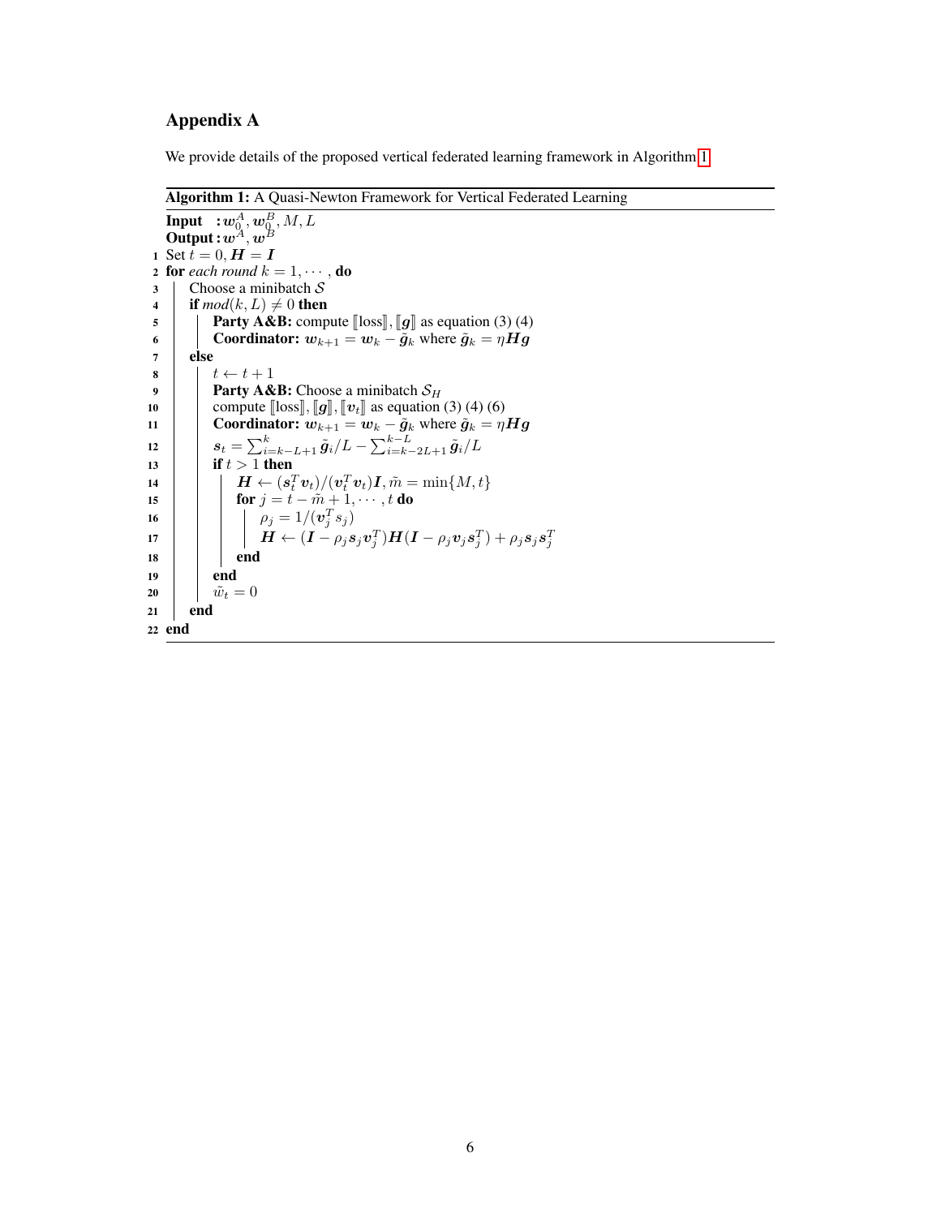## Appendix A

We provide details of the proposed vertical federated learning framework in Algorithm 1.

**Algorithm 1:** A Quasi-Newton Framework for Vertical Federated Learning

```
Input   : w_0^A, w_0^B, M, L
Output  : w^A, w^B
1  Set t = 0, H = I
2  for each round k = 1, ··· , do
3  |  Choose a minibatch S
4  |  if mod(k, L) ≠ 0 then
5  |  |  Party A&B: compute [[loss]], [[g]] as equation (3) (4)
6  |  |  Coordinator: w_{k+1} = w_k − g̃_k where g̃_k = ηHg
7  |  else
8  |  |  t ← t + 1
9  |  |  Party A&B: Choose a minibatch S_H
10 |  |  compute [[loss]], [[g]], [[v_t]] as equation (3) (4) (6)
11 |  |  Coordinator: w_{k+1} = w_k − g̃_k where g̃_k = ηHg
12 |  |  s_t = Σ_{i=k−L+1}^{k} g̃_i/L − Σ_{i=k−2L+1}^{k−L} g̃_i/L
13 |  |  if t > 1 then
14 |  |  |  H ← (s_t^T v_t)/(v_t^T v_t) I, m̃ = min{M, t}
15 |  |  |  for j = t − m̃ + 1, ··· , t do
16 |  |  |  |  ρ_j = 1/(v_j^T s_j)
17 |  |  |  |  H ← (I − ρ_j s_j v_j^T) H (I − ρ_j v_j s_j^T) + ρ_j s_j s_j^T
18 |  |  |  end
19 |  |  end
20 |  |  w̃_t = 0
21 |  end
22 end
```